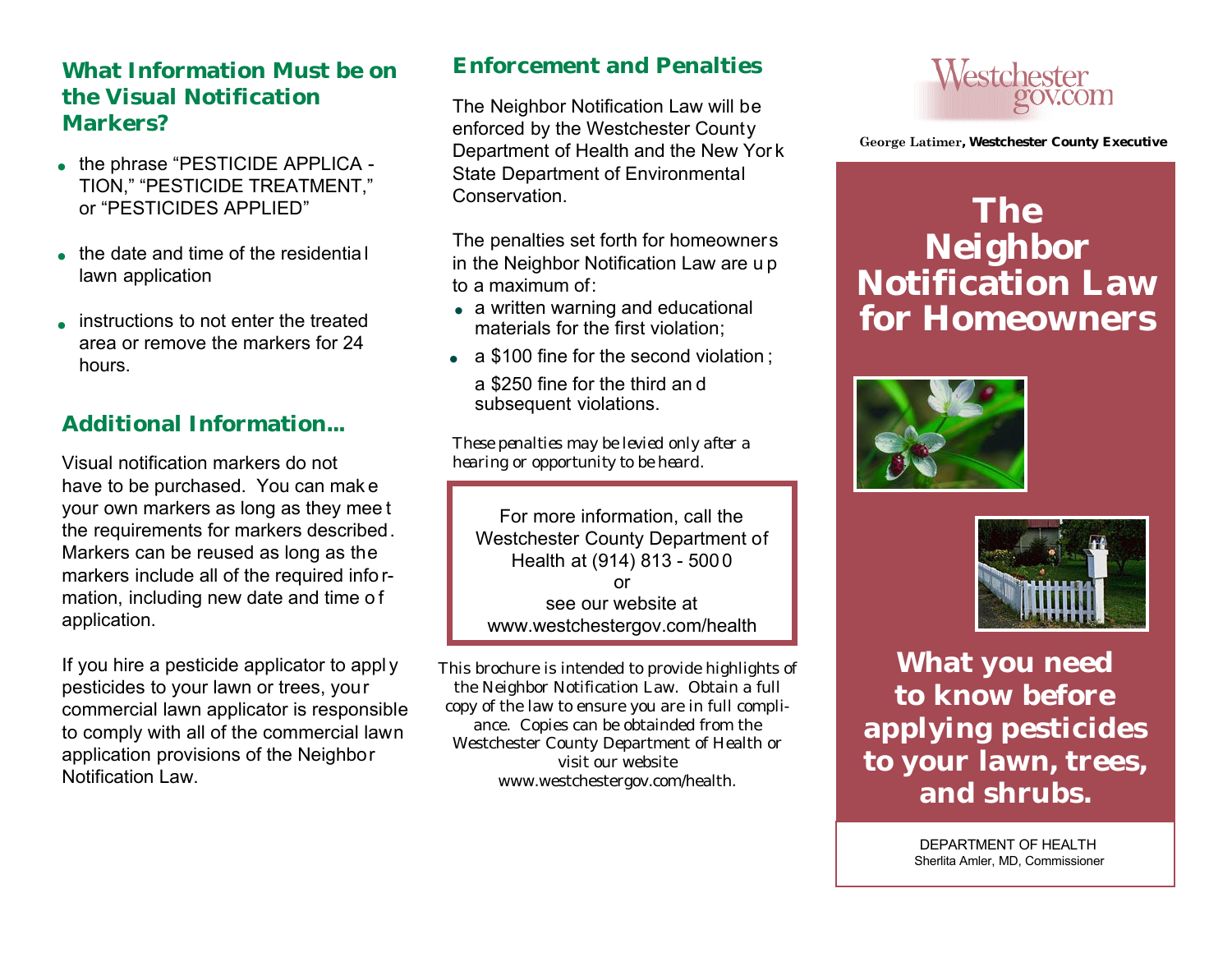## What Information Must be on the Visual Notification Markers?

- the phrase "PESTICIDE APPLICATION," "PESTICIDE TREATMENT," or "PESTICIDES APPLIED"
- the date and time of the residential lawn application
- instructions to not enter the treated area or remove the markers for 24 hours.

## Additional Information...

Visual notification markers do not have to be purchased. You can make your own markers as long as they meet the requirements for markers described. Markers can be reused as long as the markers include all of the required information, including new date and time of application.

If you hire a pesticide applicator to apply pesticides to your lawn or trees, your commercial lawn applicator is responsible to comply with all of the commercial lawn application provisions of the Neighbor Notification Law.

## Enforcement and Penalties

The Neighbor Notification Law will be enforced by the Westchester County Department of Health and the New York State Department of Environmental Conservation.

The penalties set forth for homeowners in the Neighbor Notification Law are up to a maximum of:

- a written warning and educational materials for the first violation;
- a $100 fine for the second violation;
- a $250 fine for the third and subsequent violations.

*These penalties may be levied only after a hearing or opportunity to be heard.*

For more information, call the Westchester County Department of Health at (914) 813 - 5000
or
see our website at
www.westchestergov.com/health

This brochure is intended to provide highlights of the Neighbor Notification Law. Obtain a full copy of the law to ensure you are in full compliance. Copies can be obtainded from the Westchester County Department of Health or visit our website www.westchestergov.com/health.

Westchestergov.com

George Latimer, **Westchester County Executive**

# The Neighbor Notification Law for Homeowners

## What you need to know before applying pesticides to your lawn, trees, and shrubs.

DEPARTMENT OF HEALTH
Sherlita Amler, MD, Commissioner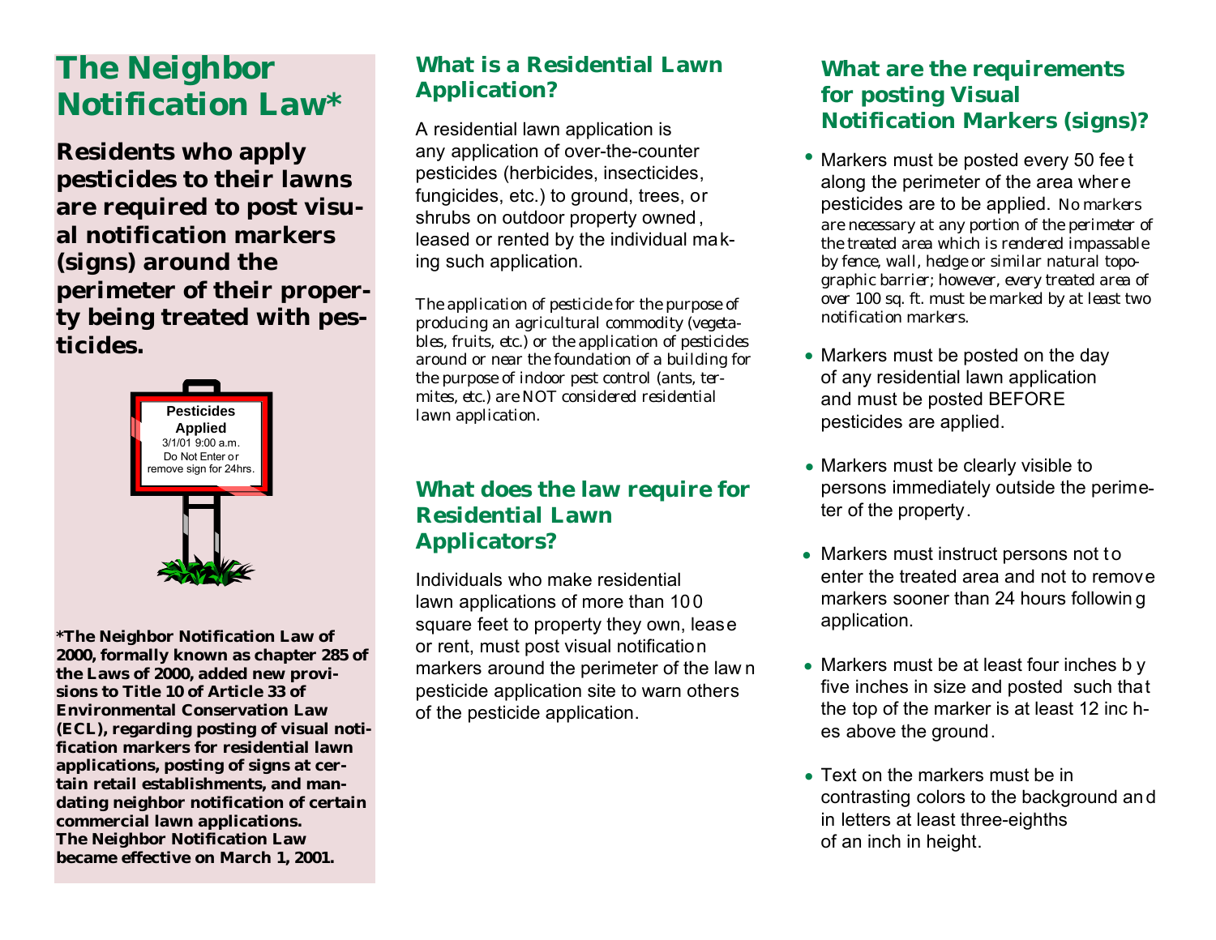# The Neighbor Notification Law*

**Residents who apply pesticides to their lawns are required to post visual notification markers (signs) around the perimeter of their property being treated with pesticides.**

Pesticides Applied
3/1/01 9:00 a.m.
Do Not Enter or remove sign for 24hrs.

**\*The Neighbor Notification Law of 2000, formally known as chapter 285 of the Laws of 2000, added new provisions to Title 10 of Article 33 of Environmental Conservation Law (ECL), regarding posting of visual notification markers for residential lawn applications, posting of signs at certain retail establishments, and mandating neighbor notification of certain commercial lawn applications. The Neighbor Notification Law became effective on March 1, 2001.**

## What is a Residential Lawn Application?

A residential lawn application is any application of over-the-counter pesticides (herbicides, insecticides, fungicides, etc.) to ground, trees, or shrubs on outdoor property owned, leased or rented by the individual making such application.

The application of pesticide for the purpose of producing an agricultural commodity (vegetables, fruits, etc.) or the application of pesticides around or near the foundation of a building for the purpose of indoor pest control (ants, termites, etc.) are NOT considered residential lawn application.

## What does the law require for Residential Lawn Applicators?

Individuals who make residential lawn applications of more than 100 square feet to property they own, lease or rent, must post visual notification markers around the perimeter of the lawn pesticide application site to warn others of the pesticide application.

## What are the requirements for posting Visual Notification Markers (signs)?

- Markers must be posted every 50 feet along the perimeter of the area where pesticides are to be applied. No markers are necessary at any portion of the perimeter of the treated area which is rendered impassable by fence, wall, hedge or similar natural topographic barrier; however, every treated area of over 100 sq. ft. must be marked by at least two notification markers.
- Markers must be posted on the day of any residential lawn application and must be posted BEFORE pesticides are applied.
- Markers must be clearly visible to persons immediately outside the perimeter of the property.
- Markers must instruct persons not to enter the treated area and not to remove markers sooner than 24 hours following application.
- Markers must be at least four inches by five inches in size and posted such that the top of the marker is at least 12 inches above the ground.
- Text on the markers must be in contrasting colors to the background and in letters at least three-eighths of an inch in height.